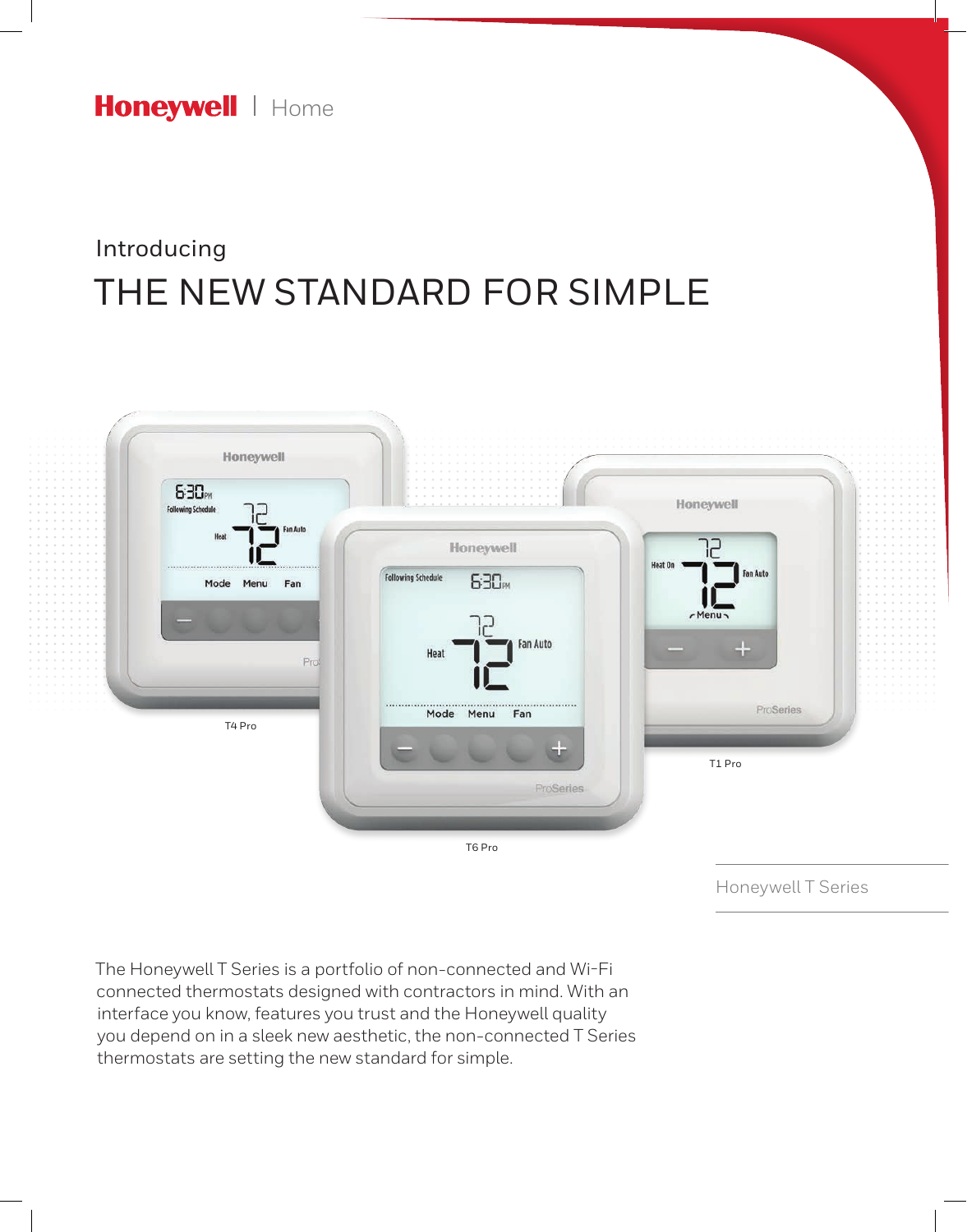Honeywell | Home

Introducing

# THE NEW STANDARD FOR SIMPLE

T4 Pro

T6 Pro

T1 Pro

Honeywell T Series

The Honeywell T Series is a portfolio of non-connected and Wi-Fi connected thermostats designed with contractors in mind. With an interface you know, features you trust and the Honeywell quality you depend on in a sleek new aesthetic, the non-connected T Series thermostats are setting the new standard for simple.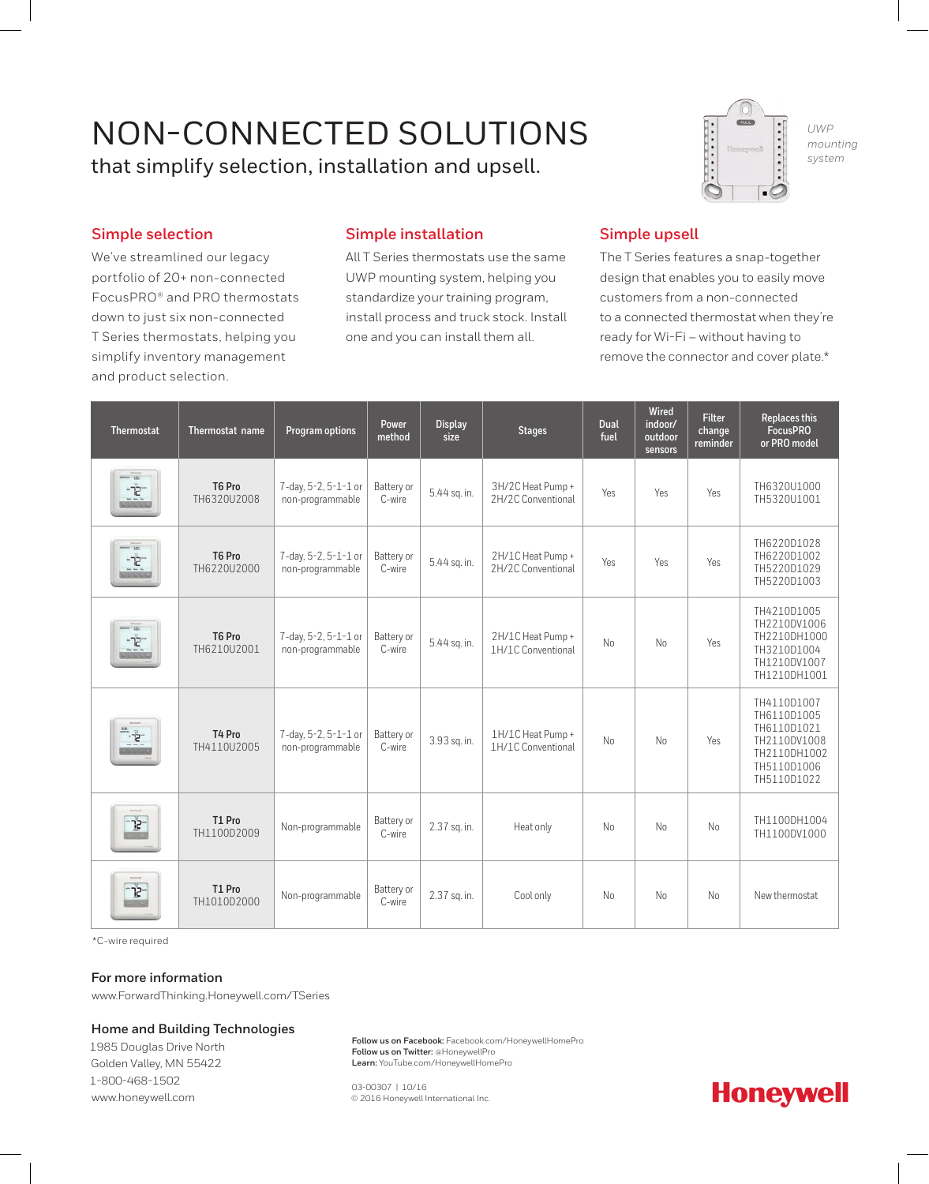# NON-CONNECTED SOLUTIONS

that simplify selection, installation and upsell.

*UWP mounting system*

## Simple selection

We've streamlined our legacy portfolio of 20+ non-connected FocusPRO® and PRO thermostats down to just six non-connected T Series thermostats, helping you simplify inventory management and product selection.

## Simple installation

All T Series thermostats use the same UWP mounting system, helping you standardize your training program, install process and truck stock. Install one and you can install them all.

## Simple upsell

The T Series features a snap-together design that enables you to easily move customers from a non-connected to a connected thermostat when they're ready for Wi-Fi – without having to remove the connector and cover plate.*

| Thermostat | Thermostat name | Program options | Power method | Display size | Stages | Dual fuel | Wired indoor/ outdoor sensors | Filter change reminder | Replaces this FocusPRO or PRO model |
|---|---|---|---|---|---|---|---|---|---|
| | **T6 Pro** TH6320U2008 | 7-day, 5-2, 5-1-1 or non-programmable | Battery or C-wire | 5.44 sq. in. | 3H/2C Heat Pump + 2H/2C Conventional | Yes | Yes | Yes | TH6320U1000 TH5320U1001 |
| | **T6 Pro** TH6220U2000 | 7-day, 5-2, 5-1-1 or non-programmable | Battery or C-wire | 5.44 sq. in. | 2H/1C Heat Pump + 2H/2C Conventional | Yes | Yes | Yes | TH6220D1028 TH6220D1002 TH5220D1029 TH5220D1003 |
| | **T6 Pro** TH6210U2001 | 7-day, 5-2, 5-1-1 or non-programmable | Battery or C-wire | 5.44 sq. in. | 2H/1C Heat Pump + 1H/1C Conventional | No | No | Yes | TH4210D1005 TH2210DV1006 TH2210DH1000 TH3210D1004 TH1210DV1007 TH1210DH1001 |
| | **T4 Pro** TH4110U2005 | 7-day, 5-2, 5-1-1 or non-programmable | Battery or C-wire | 3.93 sq. in. | 1H/1C Heat Pump + 1H/1C Conventional | No | No | Yes | TH4110D1007 TH6110D1005 TH6110D1021 TH2110DV1008 TH2110DH1002 TH5110D1006 TH5110D1022 |
| | **T1 Pro** TH1100D2009 | Non-programmable | Battery or C-wire | 2.37 sq. in. | Heat only | No | No | No | TH1100DH1004 TH1100DV1000 |
| | **T1 Pro** TH1010D2000 | Non-programmable | Battery or C-wire | 2.37 sq. in. | Cool only | No | No | No | New thermostat |

*C-wire required

### For more information

www.ForwardThinking.Honeywell.com/TSeries

### Home and Building Technologies

1985 Douglas Drive North
Golden Valley, MN 55422
1-800-468-1502
www.honeywell.com

**Follow us on Facebook:** Facebook.com/HoneywellHomePro
**Follow us on Twitter:** @HoneywellPro
**Learn:** YouTube.com/HoneywellHomePro

03-00307 | 10/16
© 2016 Honeywell International Inc.

Honeywell